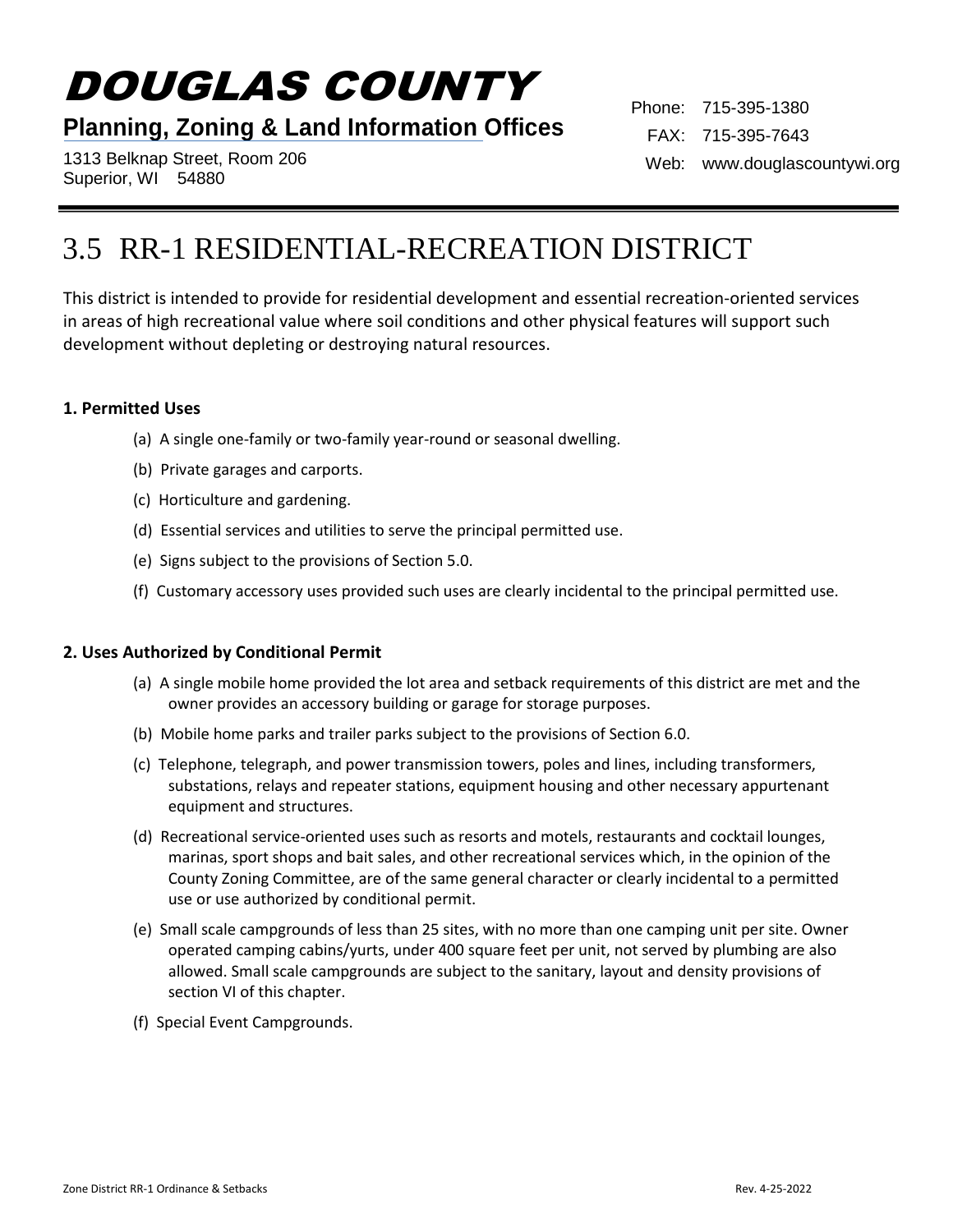# DOUGLAS COUNTY

**Planning, Zoning & Land Information Offices**

1313 Belknap Street, Room 206
Superior, WI 54880

Phone: 715-395-1380
FAX: 715-395-7643
Web: www.douglascountywi.org

## 3.5 RR-1 RESIDENTIAL-RECREATION DISTRICT

This district is intended to provide for residential development and essential recreation-oriented services in areas of high recreational value where soil conditions and other physical features will support such development without depleting or destroying natural resources.

### 1. Permitted Uses

(a) A single one-family or two-family year-round or seasonal dwelling.

(b) Private garages and carports.

(c) Horticulture and gardening.

(d) Essential services and utilities to serve the principal permitted use.

(e) Signs subject to the provisions of Section 5.0.

(f) Customary accessory uses provided such uses are clearly incidental to the principal permitted use.

### 2. Uses Authorized by Conditional Permit

(a) A single mobile home provided the lot area and setback requirements of this district are met and the owner provides an accessory building or garage for storage purposes.

(b) Mobile home parks and trailer parks subject to the provisions of Section 6.0.

(c) Telephone, telegraph, and power transmission towers, poles and lines, including transformers, substations, relays and repeater stations, equipment housing and other necessary appurtenant equipment and structures.

(d) Recreational service-oriented uses such as resorts and motels, restaurants and cocktail lounges, marinas, sport shops and bait sales, and other recreational services which, in the opinion of the County Zoning Committee, are of the same general character or clearly incidental to a permitted use or use authorized by conditional permit.

(e) Small scale campgrounds of less than 25 sites, with no more than one camping unit per site. Owner operated camping cabins/yurts, under 400 square feet per unit, not served by plumbing are also allowed. Small scale campgrounds are subject to the sanitary, layout and density provisions of section VI of this chapter.

(f) Special Event Campgrounds.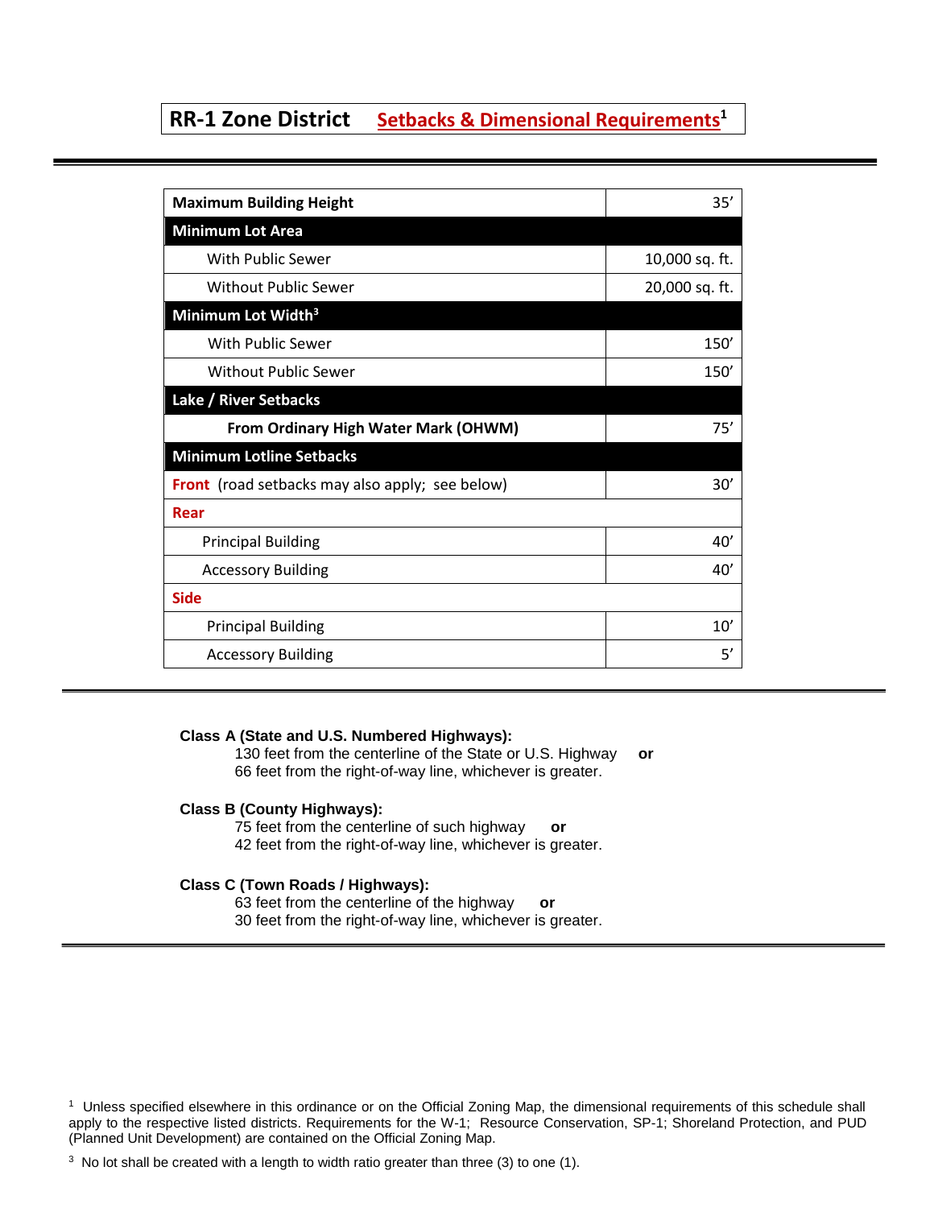# RR-1 Zone District  Setbacks & Dimensional Requirements[1]

| | |
|---|---|
| **Maximum Building Height** | 35’ |
| **Minimum Lot Area** | |
| With Public Sewer | 10,000 sq. ft. |
| Without Public Sewer | 20,000 sq. ft. |
| **Minimum Lot Width[3]** | |
| With Public Sewer | 150’ |
| Without Public Sewer | 150’ |
| **Lake / River Setbacks** | |
| **From Ordinary High Water Mark (OHWM)** | 75’ |
| **Minimum Lotline Setbacks** | |
| **Front** (road setbacks may also apply; see below) | 30’ |
| **Rear** | |
| Principal Building | 40’ |
| Accessory Building | 40’ |
| **Side** | |
| Principal Building | 10’ |
| Accessory Building | 5’ |

**Class A (State and U.S. Numbered Highways):**
130 feet from the centerline of the State or U.S. Highway **or**
66 feet from the right-of-way line, whichever is greater.

**Class B (County Highways):**
75 feet from the centerline of such highway **or**
42 feet from the right-of-way line, whichever is greater.

**Class C (Town Roads / Highways):**
63 feet from the centerline of the highway **or**
30 feet from the right-of-way line, whichever is greater.

[1] Unless specified elsewhere in this ordinance or on the Official Zoning Map, the dimensional requirements of this schedule shall apply to the respective listed districts. Requirements for the W-1; Resource Conservation, SP-1; Shoreland Protection, and PUD (Planned Unit Development) are contained on the Official Zoning Map.

[3] No lot shall be created with a length to width ratio greater than three (3) to one (1).